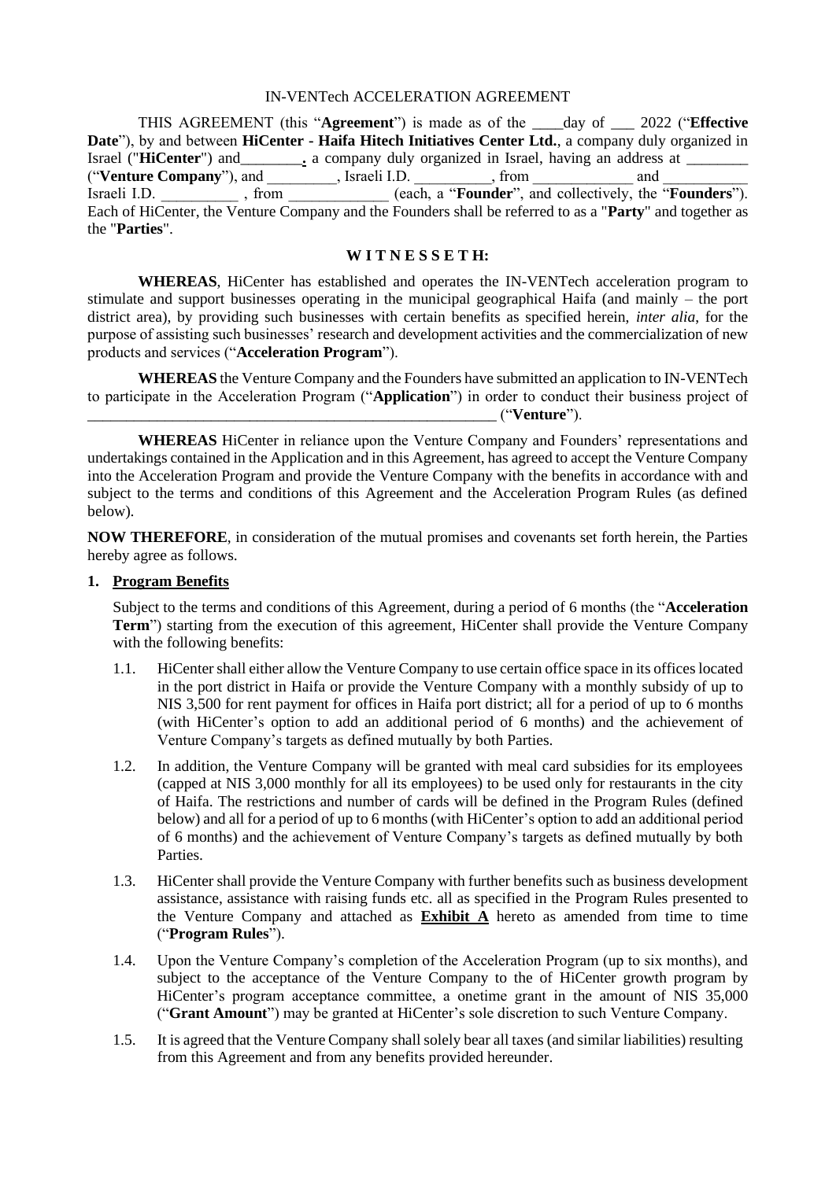IN-VENTech ACCELERATION AGREEMENT

THIS AGREEMENT (this "**Agreement**") is made as of the ____day of ___ 2022 ("**Effective Date**"), by and between **HiCenter - Haifa Hitech Initiatives Center Ltd.**, a company duly organized in Israel ("**HiCenter**") and________**.** a company duly organized in Israel, having an address at ________ ("**Venture Company**"), and _________, Israeli I.D. __________, from _____________ and ___________ Israeli I.D. __________ , from _____________ (each, a "**Founder**", and collectively, the "**Founders**"). Each of HiCenter, the Venture Company and the Founders shall be referred to as a "**Party**" and together as the "**Parties**".

**W I T N E S S E T H:**

**WHEREAS**, HiCenter has established and operates the IN-VENTech acceleration program to stimulate and support businesses operating in the municipal geographical Haifa (and mainly – the port district area), by providing such businesses with certain benefits as specified herein, *inter alia*, for the purpose of assisting such businesses' research and development activities and the commercialization of new products and services ("**Acceleration Program**").

**WHEREAS** the Venture Company and the Founders have submitted an application to IN-VENTech to participate in the Acceleration Program ("**Application**") in order to conduct their business project of _______________________________________________________ ("**Venture**").

**WHEREAS** HiCenter in reliance upon the Venture Company and Founders' representations and undertakings contained in the Application and in this Agreement, has agreed to accept the Venture Company into the Acceleration Program and provide the Venture Company with the benefits in accordance with and subject to the terms and conditions of this Agreement and the Acceleration Program Rules (as defined below).

**NOW THEREFORE**, in consideration of the mutual promises and covenants set forth herein, the Parties hereby agree as follows.

**1. Program Benefits**

Subject to the terms and conditions of this Agreement, during a period of 6 months (the "**Acceleration Term**") starting from the execution of this agreement, HiCenter shall provide the Venture Company with the following benefits:

1.1. HiCenter shall either allow the Venture Company to use certain office space in its offices located in the port district in Haifa or provide the Venture Company with a monthly subsidy of up to NIS 3,500 for rent payment for offices in Haifa port district; all for a period of up to 6 months (with HiCenter's option to add an additional period of 6 months) and the achievement of Venture Company's targets as defined mutually by both Parties.

1.2. In addition, the Venture Company will be granted with meal card subsidies for its employees (capped at NIS 3,000 monthly for all its employees) to be used only for restaurants in the city of Haifa. The restrictions and number of cards will be defined in the Program Rules (defined below) and all for a period of up to 6 months (with HiCenter's option to add an additional period of 6 months) and the achievement of Venture Company's targets as defined mutually by both Parties.

1.3. HiCenter shall provide the Venture Company with further benefits such as business development assistance, assistance with raising funds etc. all as specified in the Program Rules presented to the Venture Company and attached as **Exhibit A** hereto as amended from time to time ("**Program Rules**").

1.4. Upon the Venture Company's completion of the Acceleration Program (up to six months), and subject to the acceptance of the Venture Company to the of HiCenter growth program by HiCenter's program acceptance committee, a onetime grant in the amount of NIS 35,000 ("**Grant Amount**") may be granted at HiCenter's sole discretion to such Venture Company.

1.5. It is agreed that the Venture Company shall solely bear all taxes (and similar liabilities) resulting from this Agreement and from any benefits provided hereunder.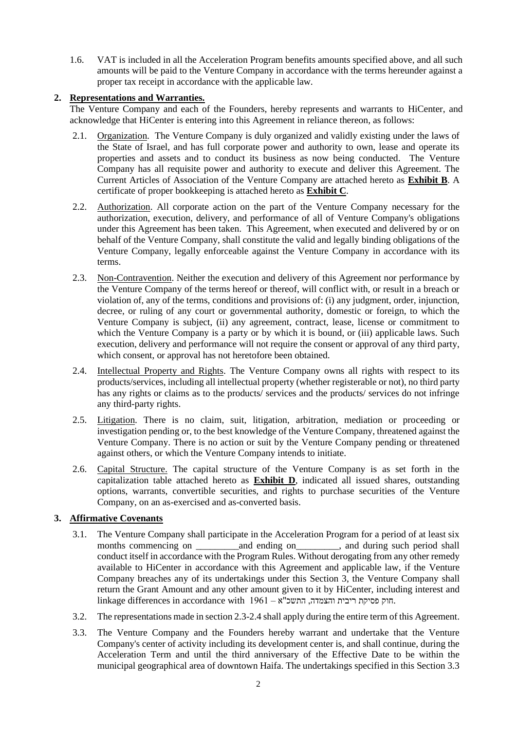1.6. VAT is included in all the Acceleration Program benefits amounts specified above, and all such amounts will be paid to the Venture Company in accordance with the terms hereunder against a proper tax receipt in accordance with the applicable law.

## 2. Representations and Warranties.

The Venture Company and each of the Founders, hereby represents and warrants to HiCenter, and acknowledge that HiCenter is entering into this Agreement in reliance thereon, as follows:

2.1. Organization. The Venture Company is duly organized and validly existing under the laws of the State of Israel, and has full corporate power and authority to own, lease and operate its properties and assets and to conduct its business as now being conducted. The Venture Company has all requisite power and authority to execute and deliver this Agreement. The Current Articles of Association of the Venture Company are attached hereto as **Exhibit B**. A certificate of proper bookkeeping is attached hereto as **Exhibit C**.

2.2. Authorization. All corporate action on the part of the Venture Company necessary for the authorization, execution, delivery, and performance of all of Venture Company's obligations under this Agreement has been taken. This Agreement, when executed and delivered by or on behalf of the Venture Company, shall constitute the valid and legally binding obligations of the Venture Company, legally enforceable against the Venture Company in accordance with its terms.

2.3. Non-Contravention. Neither the execution and delivery of this Agreement nor performance by the Venture Company of the terms hereof or thereof, will conflict with, or result in a breach or violation of, any of the terms, conditions and provisions of: (i) any judgment, order, injunction, decree, or ruling of any court or governmental authority, domestic or foreign, to which the Venture Company is subject, (ii) any agreement, contract, lease, license or commitment to which the Venture Company is a party or by which it is bound, or (iii) applicable laws. Such execution, delivery and performance will not require the consent or approval of any third party, which consent, or approval has not heretofore been obtained.

2.4. Intellectual Property and Rights. The Venture Company owns all rights with respect to its products/services, including all intellectual property (whether registerable or not), no third party has any rights or claims as to the products/ services and the products/ services do not infringe any third-party rights.

2.5. Litigation. There is no claim, suit, litigation, arbitration, mediation or proceeding or investigation pending or, to the best knowledge of the Venture Company, threatened against the Venture Company. There is no action or suit by the Venture Company pending or threatened against others, or which the Venture Company intends to initiate.

2.6. Capital Structure. The capital structure of the Venture Company is as set forth in the capitalization table attached hereto as **Exhibit D**, indicated all issued shares, outstanding options, warrants, convertible securities, and rights to purchase securities of the Venture Company, on an as-exercised and as-converted basis.

## 3. Affirmative Covenants

3.1. The Venture Company shall participate in the Acceleration Program for a period of at least six months commencing on _________and ending on_________, and during such period shall conduct itself in accordance with the Program Rules. Without derogating from any other remedy available to HiCenter in accordance with this Agreement and applicable law, if the Venture Company breaches any of its undertakings under this Section 3, the Venture Company shall return the Grant Amount and any other amount given to it by HiCenter, including interest and linkage differences in accordance with חוק פסיקת ריבית והצמדה, התשכ"א – 1961.

3.2. The representations made in section 2.3-2.4 shall apply during the entire term of this Agreement.

3.3. The Venture Company and the Founders hereby warrant and undertake that the Venture Company's center of activity including its development center is, and shall continue, during the Acceleration Term and until the third anniversary of the Effective Date to be within the municipal geographical area of downtown Haifa. The undertakings specified in this Section 3.3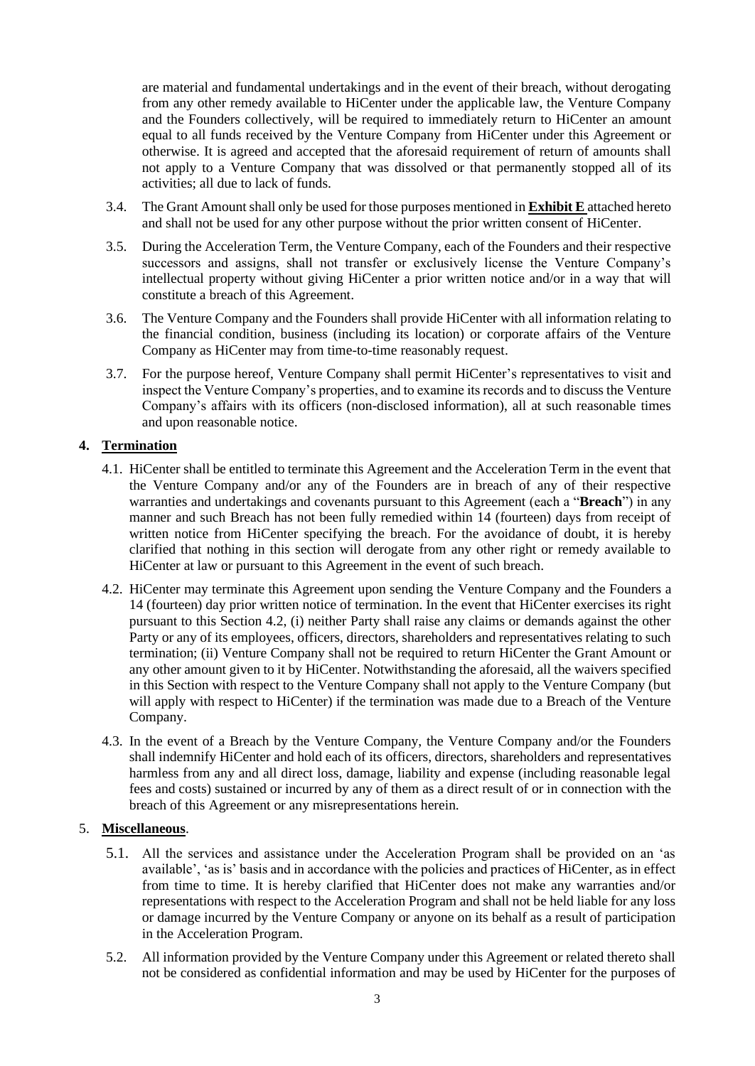are material and fundamental undertakings and in the event of their breach, without derogating from any other remedy available to HiCenter under the applicable law, the Venture Company and the Founders collectively, will be required to immediately return to HiCenter an amount equal to all funds received by the Venture Company from HiCenter under this Agreement or otherwise. It is agreed and accepted that the aforesaid requirement of return of amounts shall not apply to a Venture Company that was dissolved or that permanently stopped all of its activities; all due to lack of funds.

3.4. The Grant Amount shall only be used for those purposes mentioned in **Exhibit E** attached hereto and shall not be used for any other purpose without the prior written consent of HiCenter.

3.5. During the Acceleration Term, the Venture Company, each of the Founders and their respective successors and assigns, shall not transfer or exclusively license the Venture Company's intellectual property without giving HiCenter a prior written notice and/or in a way that will constitute a breach of this Agreement.

3.6. The Venture Company and the Founders shall provide HiCenter with all information relating to the financial condition, business (including its location) or corporate affairs of the Venture Company as HiCenter may from time-to-time reasonably request.

3.7. For the purpose hereof, Venture Company shall permit HiCenter's representatives to visit and inspect the Venture Company's properties, and to examine its records and to discuss the Venture Company's affairs with its officers (non-disclosed information), all at such reasonable times and upon reasonable notice.

## 4. Termination

4.1. HiCenter shall be entitled to terminate this Agreement and the Acceleration Term in the event that the Venture Company and/or any of the Founders are in breach of any of their respective warranties and undertakings and covenants pursuant to this Agreement (each a "**Breach**") in any manner and such Breach has not been fully remedied within 14 (fourteen) days from receipt of written notice from HiCenter specifying the breach. For the avoidance of doubt, it is hereby clarified that nothing in this section will derogate from any other right or remedy available to HiCenter at law or pursuant to this Agreement in the event of such breach.

4.2. HiCenter may terminate this Agreement upon sending the Venture Company and the Founders a 14 (fourteen) day prior written notice of termination. In the event that HiCenter exercises its right pursuant to this Section 4.2, (i) neither Party shall raise any claims or demands against the other Party or any of its employees, officers, directors, shareholders and representatives relating to such termination; (ii) Venture Company shall not be required to return HiCenter the Grant Amount or any other amount given to it by HiCenter. Notwithstanding the aforesaid, all the waivers specified in this Section with respect to the Venture Company shall not apply to the Venture Company (but will apply with respect to HiCenter) if the termination was made due to a Breach of the Venture Company.

4.3. In the event of a Breach by the Venture Company, the Venture Company and/or the Founders shall indemnify HiCenter and hold each of its officers, directors, shareholders and representatives harmless from any and all direct loss, damage, liability and expense (including reasonable legal fees and costs) sustained or incurred by any of them as a direct result of or in connection with the breach of this Agreement or any misrepresentations herein.

## 5. Miscellaneous.

5.1. All the services and assistance under the Acceleration Program shall be provided on an 'as available', 'as is' basis and in accordance with the policies and practices of HiCenter, as in effect from time to time. It is hereby clarified that HiCenter does not make any warranties and/or representations with respect to the Acceleration Program and shall not be held liable for any loss or damage incurred by the Venture Company or anyone on its behalf as a result of participation in the Acceleration Program.

5.2. All information provided by the Venture Company under this Agreement or related thereto shall not be considered as confidential information and may be used by HiCenter for the purposes of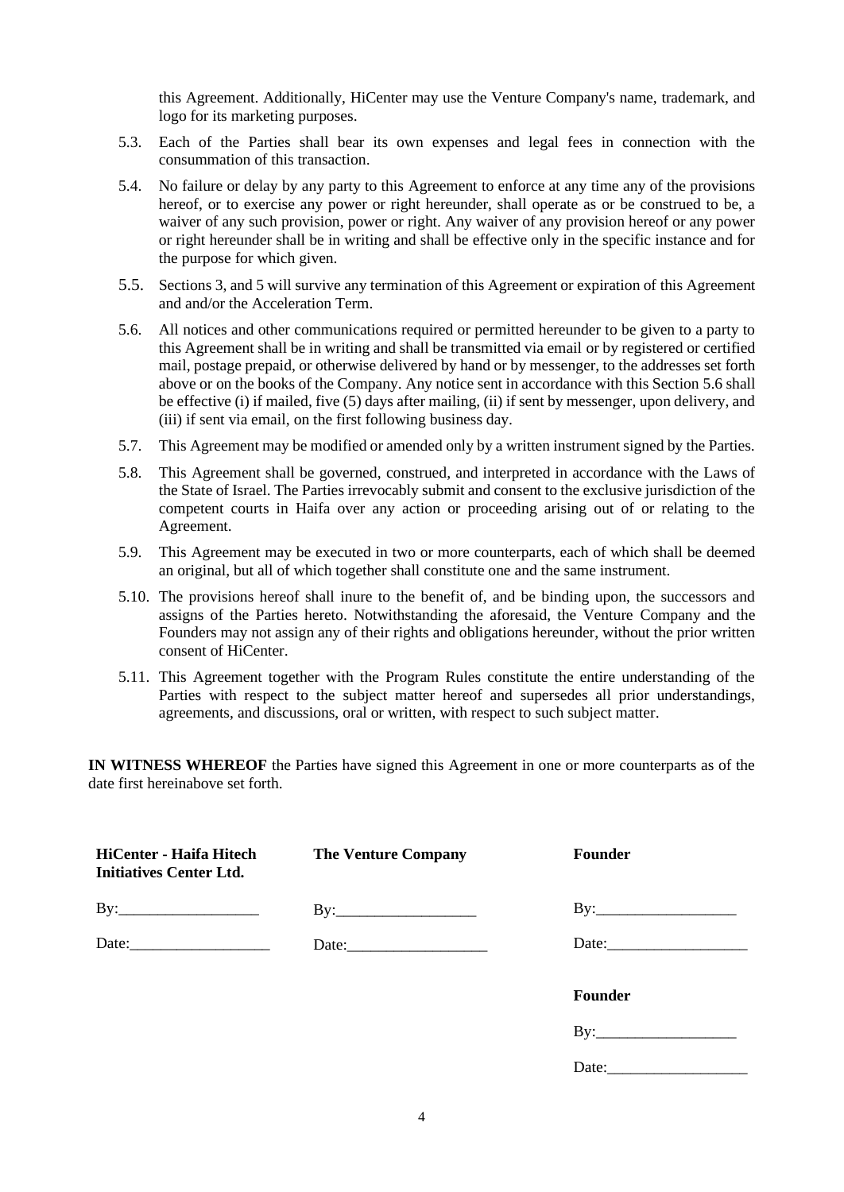this Agreement. Additionally, HiCenter may use the Venture Company's name, trademark, and logo for its marketing purposes.

5.3. Each of the Parties shall bear its own expenses and legal fees in connection with the consummation of this transaction.

5.4. No failure or delay by any party to this Agreement to enforce at any time any of the provisions hereof, or to exercise any power or right hereunder, shall operate as or be construed to be, a waiver of any such provision, power or right. Any waiver of any provision hereof or any power or right hereunder shall be in writing and shall be effective only in the specific instance and for the purpose for which given.

5.5. Sections 3, and 5 will survive any termination of this Agreement or expiration of this Agreement and and/or the Acceleration Term.

5.6. All notices and other communications required or permitted hereunder to be given to a party to this Agreement shall be in writing and shall be transmitted via email or by registered or certified mail, postage prepaid, or otherwise delivered by hand or by messenger, to the addresses set forth above or on the books of the Company. Any notice sent in accordance with this Section 5.6 shall be effective (i) if mailed, five (5) days after mailing, (ii) if sent by messenger, upon delivery, and (iii) if sent via email, on the first following business day.

5.7. This Agreement may be modified or amended only by a written instrument signed by the Parties.

5.8. This Agreement shall be governed, construed, and interpreted in accordance with the Laws of the State of Israel. The Parties irrevocably submit and consent to the exclusive jurisdiction of the competent courts in Haifa over any action or proceeding arising out of or relating to the Agreement.

5.9. This Agreement may be executed in two or more counterparts, each of which shall be deemed an original, but all of which together shall constitute one and the same instrument.

5.10. The provisions hereof shall inure to the benefit of, and be binding upon, the successors and assigns of the Parties hereto. Notwithstanding the aforesaid, the Venture Company and the Founders may not assign any of their rights and obligations hereunder, without the prior written consent of HiCenter.

5.11. This Agreement together with the Program Rules constitute the entire understanding of the Parties with respect to the subject matter hereof and supersedes all prior understandings, agreements, and discussions, oral or written, with respect to such subject matter.

**IN WITNESS WHEREOF** the Parties have signed this Agreement in one or more counterparts as of the date first hereinabove set forth.

| **HiCenter - Haifa Hitech Initiatives Center Ltd.** | **The Venture Company** | **Founder** |
|---|---|---|
| By:__________________ | By:__________________ | By:__________________ |
| Date:__________________ | Date:__________________ | Date:__________________ |
| | | **Founder** |
| | | By:__________________ |
| | | Date:__________________ |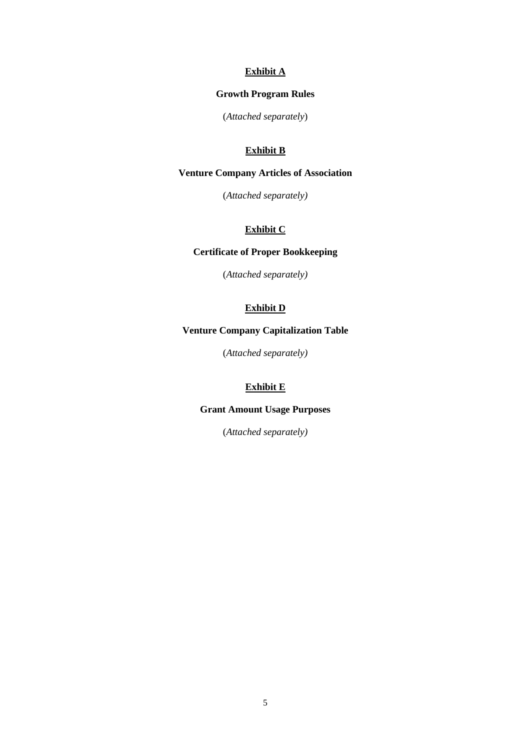## Exhibit A

**Growth Program Rules**

(*Attached separately*)

## Exhibit B

**Venture Company Articles of Association**

(*Attached separately)*

## Exhibit C

**Certificate of Proper Bookkeeping**

(*Attached separately)*

## Exhibit D

**Venture Company Capitalization Table**

(*Attached separately)*

## Exhibit E

**Grant Amount Usage Purposes**

(*Attached separately)*